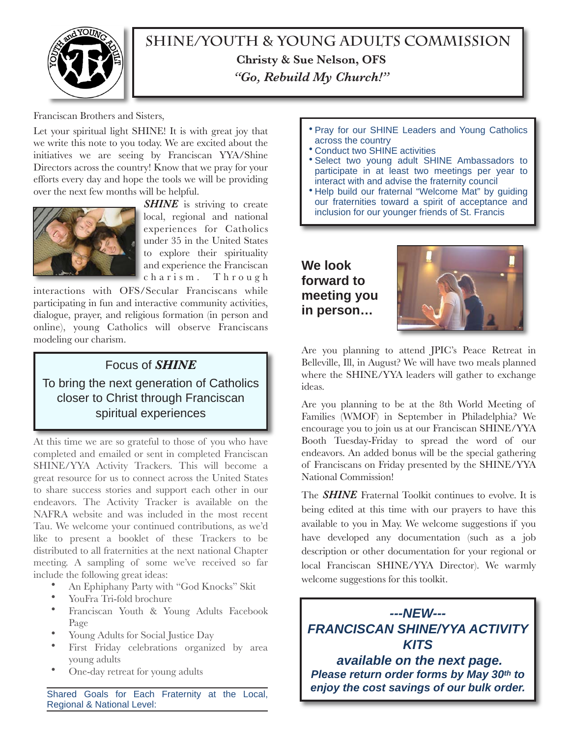# SHINE/YOUTH & YOUNG ADULTS COMMISSION

**Christy & Sue Nelson, OFS**

***"Go, Rebuild My Church!"***

Franciscan Brothers and Sisters,

Let your spiritual light SHINE! It is with great joy that we write this note to you today. We are excited about the initiatives we are seeing by Franciscan YYA/Shine Directors across the country! Know that we pray for your efforts every day and hope the tools we will be providing over the next few months will be helpful.

***SHINE*** is striving to create local, regional and national experiences for Catholics under 35 in the United States to explore their spirituality and experience the Franciscan charism. Through interactions with OFS/Secular Franciscans while participating in fun and interactive community activities, dialogue, prayer, and religious formation (in person and online), young Catholics will observe Franciscans modeling our charism.

> **Focus of *SHINE***
>
> To bring the next generation of Catholics closer to Christ through Franciscan spiritual experiences

At this time we are so grateful to those of you who have completed and emailed or sent in completed Franciscan SHINE/YYA Activity Trackers. This will become a great resource for us to connect across the United States to share success stories and support each other in our endeavors. The Activity Tracker is available on the NAFRA website and was included in the most recent Tau. We welcome your continued contributions, as we'd like to present a booklet of these Trackers to be distributed to all fraternities at the next national Chapter meeting. A sampling of some we've received so far include the following great ideas:

- An Ephiphany Party with "God Knocks" Skit
- YouFra Tri-fold brochure
- Franciscan Youth & Young Adults Facebook Page
- Young Adults for Social Justice Day
- First Friday celebrations organized by area young adults
- One-day retreat for young adults

Shared Goals for Each Fraternity at the Local, Regional & National Level:

- Pray for our SHINE Leaders and Young Catholics across the country
- Conduct two SHINE activities
- Select two young adult SHINE Ambassadors to participate in at least two meetings per year to interact with and advise the fraternity council
- Help build our fraternal "Welcome Mat" by guiding our fraternities toward a spirit of acceptance and inclusion for our younger friends of St. Francis

**We look forward to meeting you in person…**

Are you planning to attend JPIC's Peace Retreat in Belleville, Ill, in August? We will have two meals planned where the SHINE/YYA leaders will gather to exchange ideas.

Are you planning to be at the 8th World Meeting of Families (WMOF) in September in Philadelphia? We encourage you to join us at our Franciscan SHINE/YYA Booth Tuesday-Friday to spread the word of our endeavors. An added bonus will be the special gathering of Franciscans on Friday presented by the SHINE/YYA National Commission!

The ***SHINE*** Fraternal Toolkit continues to evolve. It is being edited at this time with our prayers to have this available to you in May. We welcome suggestions if you have developed any documentation (such as a job description or other documentation for your regional or local Franciscan SHINE/YYA Director). We warmly welcome suggestions for this toolkit.

***---NEW---***

***FRANCISCAN SHINE/YYA ACTIVITY KITS***

***available on the next page.***

***Please return order forms by May 30th to enjoy the cost savings of our bulk order.***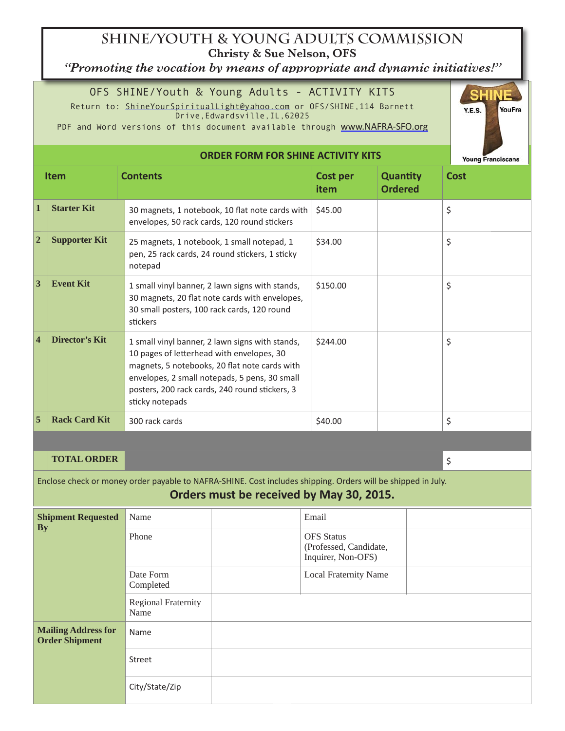# SHINE/YOUTH & YOUNG ADULTS COMMISSION

**Christy & Sue Nelson, OFS**

*"Promoting the vocation by means of appropriate and dynamic initiatives!"*

## OFS SHINE/Youth & Young Adults - ACTIVITY KITS

Return to: ShineYourSpiritualLight@yahoo.com or OFS/SHINE,114 Barnett Drive,Edwardsville,IL,62025

PDF and Word versions of this document available through www.NAFRA-SFO.org

SHINE Y.E.S. YouFra Young Franciscans

### ORDER FORM FOR SHINE ACTIVITY KITS

| | Item | Contents | Cost per item | Quantity Ordered | Cost |
|---|---|---|---|---|---|
| 1 | **Starter Kit** | 30 magnets, 1 notebook, 10 flat note cards with envelopes, 50 rack cards, 120 round stickers | $45.00 | | $ |
| 2 | **Supporter Kit** | 25 magnets, 1 notebook, 1 small notepad, 1 pen, 25 rack cards, 24 round stickers, 1 sticky notepad | $34.00 | | $ |
| 3 | **Event Kit** | 1 small vinyl banner, 2 lawn signs with stands, 30 magnets, 20 flat note cards with envelopes, 30 small posters, 100 rack cards, 120 round stickers | $150.00 | | $ |
| 4 | **Director's Kit** | 1 small vinyl banner, 2 lawn signs with stands, 10 pages of letterhead with envelopes, 30 magnets, 5 notebooks, 20 flat note cards with envelopes, 2 small notepads, 5 pens, 30 small posters, 200 rack cards, 240 round stickers, 3 sticky notepads | $244.00 | | $ |
| 5 | **Rack Card Kit** | 300 rack cards | $40.00 | | $ |
| | **TOTAL ORDER** | | | | $ |

Enclose check or money order payable to NAFRA-SHINE. Cost includes shipping. Orders will be shipped in July.

**Orders must be received by May 30, 2015.**

| | | | | |
|---|---|---|---|---|
| **Shipment Requested By** | Name | | Email | |
| | Phone | | OFS Status (Professed, Candidate, Inquirer, Non-OFS) | |
| | Date Form Completed | | Local Fraternity Name | |
| | Regional Fraternity Name | | | |
| **Mailing Address for Order Shipment** | Name | | | |
| | Street | | | |
| | City/State/Zip | | | |